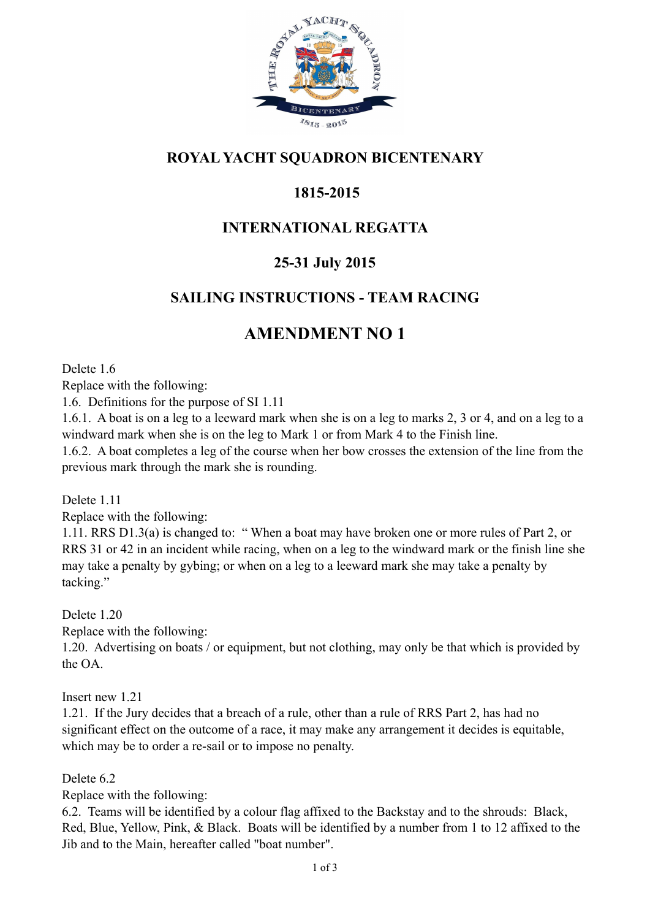# ROYAL YACHT SQUADRON BICENTENARY

## 1815-2015

## INTERNATIONAL REGATTA

## 25-31 July 2015

## SAILING INSTRUCTIONS - TEAM RACING

# AMENDMENT NO 1

Delete 1.6

Replace with the following:

1.6. Definitions for the purpose of SI 1.11

1.6.1. A boat is on a leg to a leeward mark when she is on a leg to marks 2, 3 or 4, and on a leg to a windward mark when she is on the leg to Mark 1 or from Mark 4 to the Finish line.

1.6.2. A boat completes a leg of the course when her bow crosses the extension of the line from the previous mark through the mark she is rounding.

Delete 1.11

Replace with the following:

1.11. RRS D1.3(a) is changed to: " When a boat may have broken one or more rules of Part 2, or RRS 31 or 42 in an incident while racing, when on a leg to the windward mark or the finish line she may take a penalty by gybing; or when on a leg to a leeward mark she may take a penalty by tacking."

Delete 1.20

Replace with the following:

1.20. Advertising on boats / or equipment, but not clothing, may only be that which is provided by the OA.

Insert new 1.21

1.21. If the Jury decides that a breach of a rule, other than a rule of RRS Part 2, has had no significant effect on the outcome of a race, it may make any arrangement it decides is equitable, which may be to order a re-sail or to impose no penalty.

Delete 6.2

Replace with the following:

6.2. Teams will be identified by a colour flag affixed to the Backstay and to the shrouds: Black, Red, Blue, Yellow, Pink, & Black. Boats will be identified by a number from 1 to 12 affixed to the Jib and to the Main, hereafter called "boat number".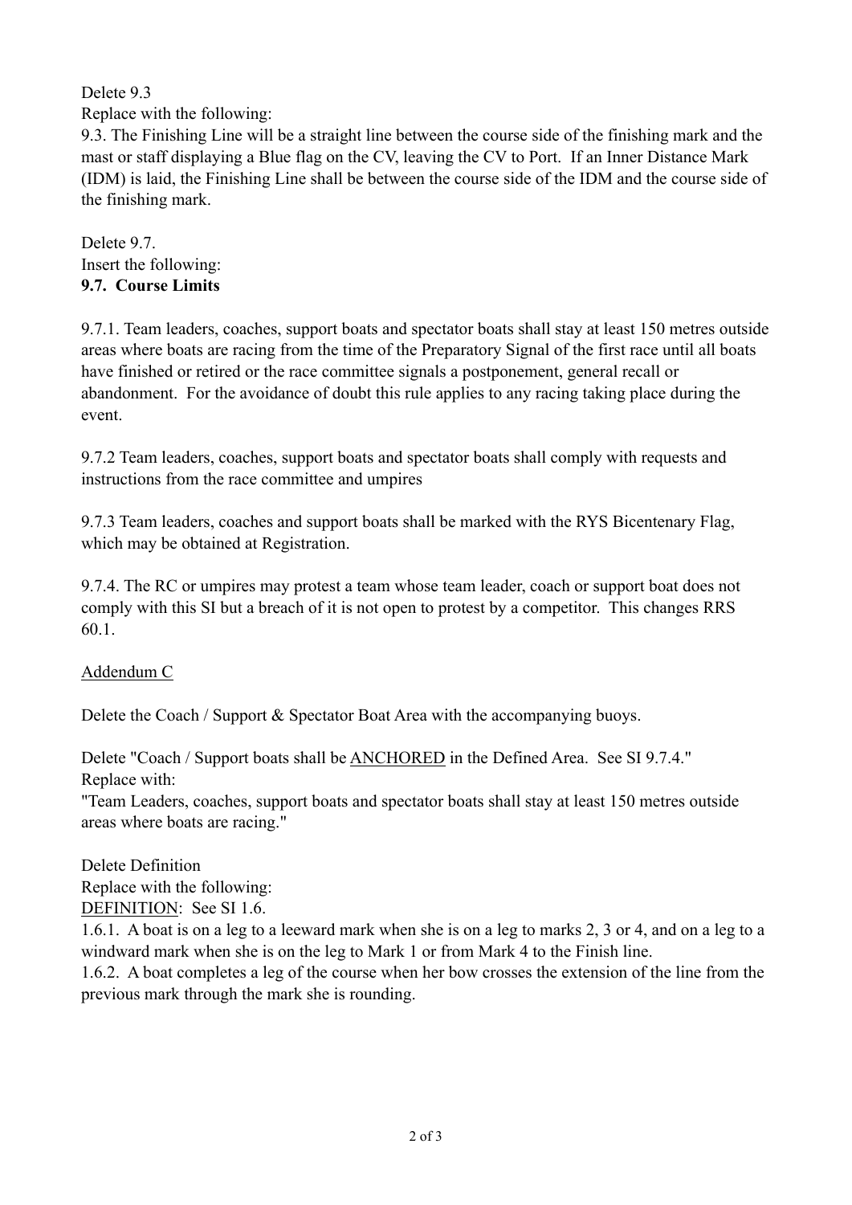Delete 9.3

Replace with the following:

9.3. The Finishing Line will be a straight line between the course side of the finishing mark and the mast or staff displaying a Blue flag on the CV, leaving the CV to Port. If an Inner Distance Mark (IDM) is laid, the Finishing Line shall be between the course side of the IDM and the course side of the finishing mark.

Delete 9.7.

Insert the following:

**9.7. Course Limits**

9.7.1. Team leaders, coaches, support boats and spectator boats shall stay at least 150 metres outside areas where boats are racing from the time of the Preparatory Signal of the first race until all boats have finished or retired or the race committee signals a postponement, general recall or abandonment. For the avoidance of doubt this rule applies to any racing taking place during the event.

9.7.2 Team leaders, coaches, support boats and spectator boats shall comply with requests and instructions from the race committee and umpires

9.7.3 Team leaders, coaches and support boats shall be marked with the RYS Bicentenary Flag, which may be obtained at Registration.

9.7.4. The RC or umpires may protest a team whose team leader, coach or support boat does not comply with this SI but a breach of it is not open to protest by a competitor. This changes RRS 60.1.

<u>Addendum C</u>

Delete the Coach / Support & Spectator Boat Area with the accompanying buoys.

Delete "Coach / Support boats shall be <u>ANCHORED</u> in the Defined Area. See SI 9.7.4."

Replace with:

"Team Leaders, coaches, support boats and spectator boats shall stay at least 150 metres outside areas where boats are racing."

Delete Definition

Replace with the following:

<u>DEFINITION</u>: See SI 1.6.

1.6.1. A boat is on a leg to a leeward mark when she is on a leg to marks 2, 3 or 4, and on a leg to a windward mark when she is on the leg to Mark 1 or from Mark 4 to the Finish line.

1.6.2. A boat completes a leg of the course when her bow crosses the extension of the line from the previous mark through the mark she is rounding.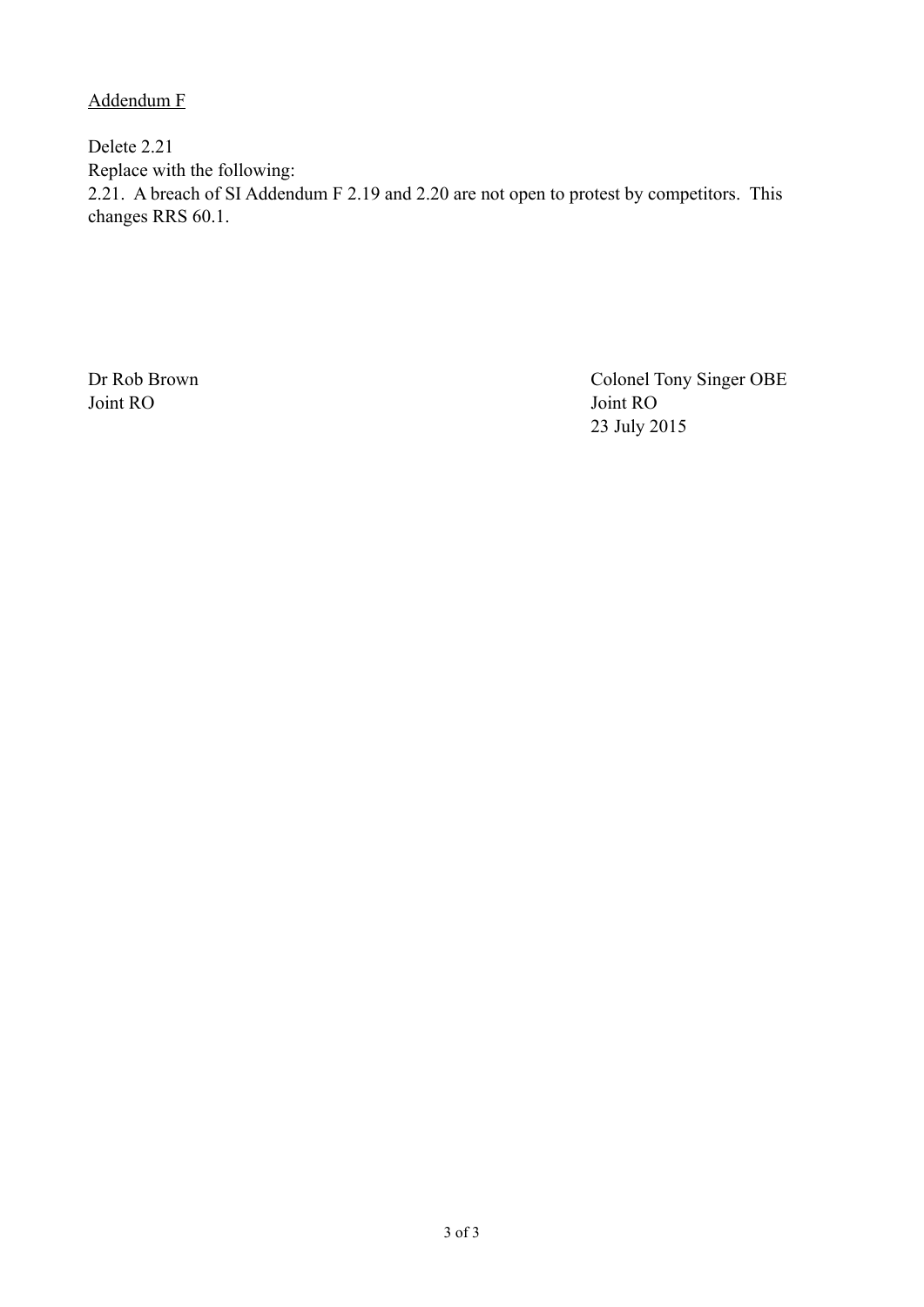<u>Addendum F</u>

Delete 2.21
Replace with the following:
2.21. A breach of SI Addendum F 2.19 and 2.20 are not open to protest by competitors. This changes RRS 60.1.

Dr Rob Brown
Joint RO

Colonel Tony Singer OBE
Joint RO
23 July 2015